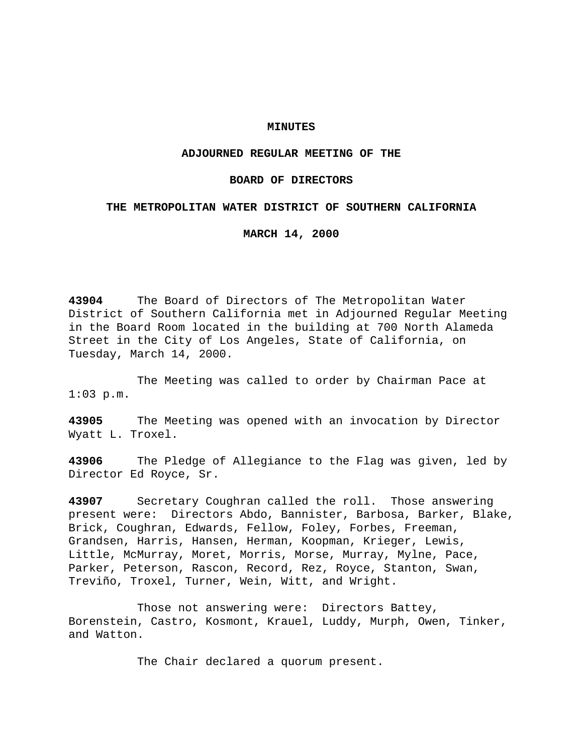# MINUTES

## ADJOURNED REGULAR MEETING OF THE

## BOARD OF DIRECTORS

## THE METROPOLITAN WATER DISTRICT OF SOUTHERN CALIFORNIA

## MARCH 14, 2000

**43904** The Board of Directors of The Metropolitan Water District of Southern California met in Adjourned Regular Meeting in the Board Room located in the building at 700 North Alameda Street in the City of Los Angeles, State of California, on Tuesday, March 14, 2000.

The Meeting was called to order by Chairman Pace at 1:03 p.m.

**43905** The Meeting was opened with an invocation by Director Wyatt L. Troxel.

**43906** The Pledge of Allegiance to the Flag was given, led by Director Ed Royce, Sr.

**43907** Secretary Coughran called the roll. Those answering present were: Directors Abdo, Bannister, Barbosa, Barker, Blake, Brick, Coughran, Edwards, Fellow, Foley, Forbes, Freeman, Grandsen, Harris, Hansen, Herman, Koopman, Krieger, Lewis, Little, McMurray, Moret, Morris, Morse, Murray, Mylne, Pace, Parker, Peterson, Rascon, Record, Rez, Royce, Stanton, Swan, Treviño, Troxel, Turner, Wein, Witt, and Wright.

Those not answering were: Directors Battey, Borenstein, Castro, Kosmont, Krauel, Luddy, Murph, Owen, Tinker, and Watton.

The Chair declared a quorum present.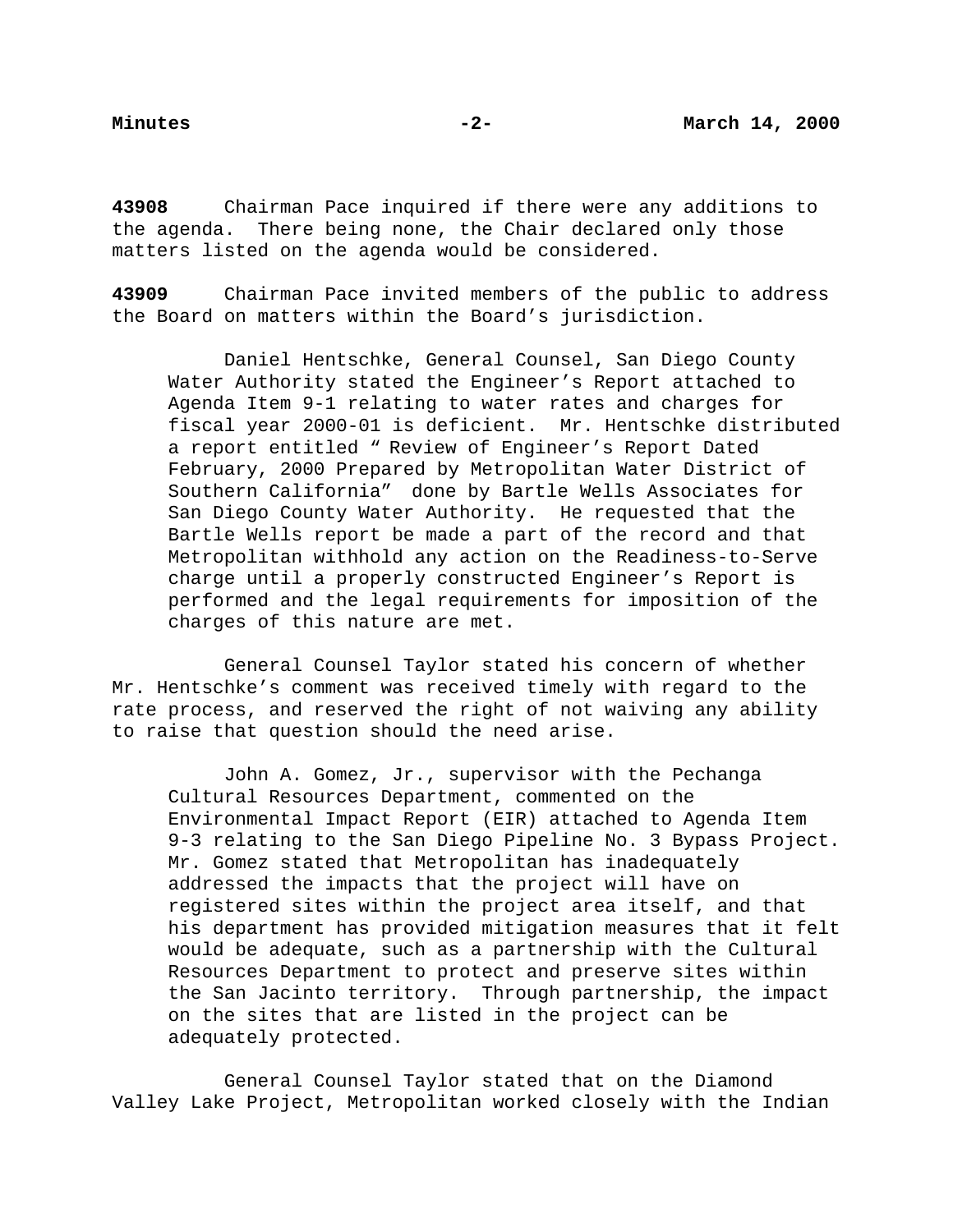**43908** Chairman Pace inquired if there were any additions to the agenda. There being none, the Chair declared only those matters listed on the agenda would be considered.

**43909** Chairman Pace invited members of the public to address the Board on matters within the Board's jurisdiction.

> Daniel Hentschke, General Counsel, San Diego County Water Authority stated the Engineer's Report attached to Agenda Item 9-1 relating to water rates and charges for fiscal year 2000-01 is deficient. Mr. Hentschke distributed a report entitled " Review of Engineer's Report Dated February, 2000 Prepared by Metropolitan Water District of Southern California" done by Bartle Wells Associates for San Diego County Water Authority. He requested that the Bartle Wells report be made a part of the record and that Metropolitan withhold any action on the Readiness-to-Serve charge until a properly constructed Engineer's Report is performed and the legal requirements for imposition of the charges of this nature are met.

General Counsel Taylor stated his concern of whether Mr. Hentschke's comment was received timely with regard to the rate process, and reserved the right of not waiving any ability to raise that question should the need arise.

> John A. Gomez, Jr., supervisor with the Pechanga Cultural Resources Department, commented on the Environmental Impact Report (EIR) attached to Agenda Item 9-3 relating to the San Diego Pipeline No. 3 Bypass Project. Mr. Gomez stated that Metropolitan has inadequately addressed the impacts that the project will have on registered sites within the project area itself, and that his department has provided mitigation measures that it felt would be adequate, such as a partnership with the Cultural Resources Department to protect and preserve sites within the San Jacinto territory. Through partnership, the impact on the sites that are listed in the project can be adequately protected.

General Counsel Taylor stated that on the Diamond Valley Lake Project, Metropolitan worked closely with the Indian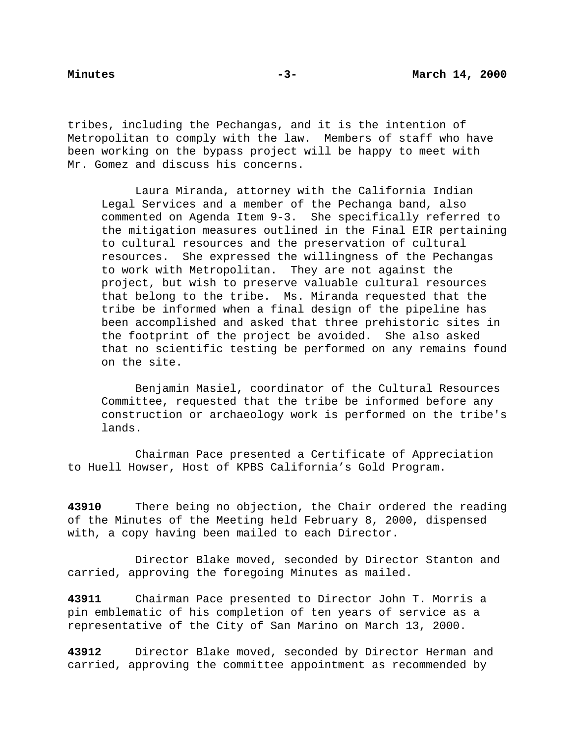tribes, including the Pechangas, and it is the intention of Metropolitan to comply with the law. Members of staff who have been working on the bypass project will be happy to meet with Mr. Gomez and discuss his concerns.

> Laura Miranda, attorney with the California Indian Legal Services and a member of the Pechanga band, also commented on Agenda Item 9-3. She specifically referred to the mitigation measures outlined in the Final EIR pertaining to cultural resources and the preservation of cultural resources. She expressed the willingness of the Pechangas to work with Metropolitan. They are not against the project, but wish to preserve valuable cultural resources that belong to the tribe. Ms. Miranda requested that the tribe be informed when a final design of the pipeline has been accomplished and asked that three prehistoric sites in the footprint of the project be avoided. She also asked that no scientific testing be performed on any remains found on the site.
>
> Benjamin Masiel, coordinator of the Cultural Resources Committee, requested that the tribe be informed before any construction or archaeology work is performed on the tribe's lands.

Chairman Pace presented a Certificate of Appreciation to Huell Howser, Host of KPBS California's Gold Program.

**43910** There being no objection, the Chair ordered the reading of the Minutes of the Meeting held February 8, 2000, dispensed with, a copy having been mailed to each Director.

Director Blake moved, seconded by Director Stanton and carried, approving the foregoing Minutes as mailed.

**43911** Chairman Pace presented to Director John T. Morris a pin emblematic of his completion of ten years of service as a representative of the City of San Marino on March 13, 2000.

**43912** Director Blake moved, seconded by Director Herman and carried, approving the committee appointment as recommended by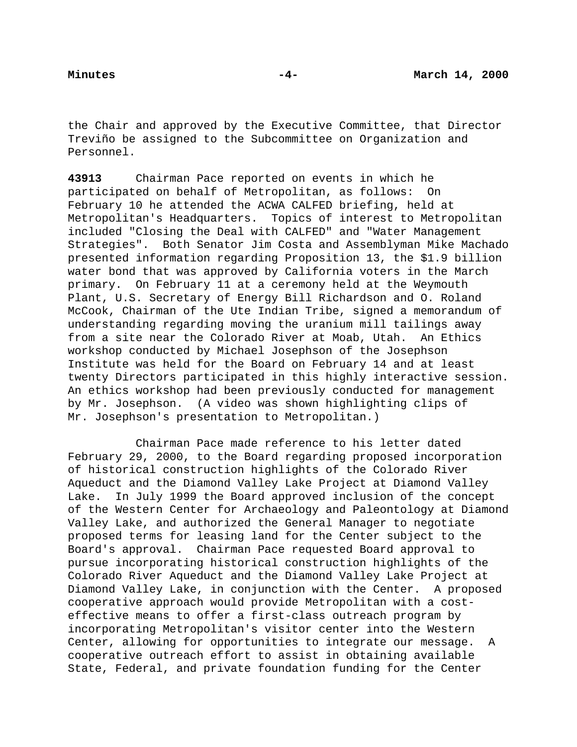the Chair and approved by the Executive Committee, that Director Treviño be assigned to the Subcommittee on Organization and Personnel.

**43913** Chairman Pace reported on events in which he participated on behalf of Metropolitan, as follows: On February 10 he attended the ACWA CALFED briefing, held at Metropolitan's Headquarters. Topics of interest to Metropolitan included "Closing the Deal with CALFED" and "Water Management Strategies". Both Senator Jim Costa and Assemblyman Mike Machado presented information regarding Proposition 13, the $1.9 billion water bond that was approved by California voters in the March primary. On February 11 at a ceremony held at the Weymouth Plant, U.S. Secretary of Energy Bill Richardson and O. Roland McCook, Chairman of the Ute Indian Tribe, signed a memorandum of understanding regarding moving the uranium mill tailings away from a site near the Colorado River at Moab, Utah. An Ethics workshop conducted by Michael Josephson of the Josephson Institute was held for the Board on February 14 and at least twenty Directors participated in this highly interactive session. An ethics workshop had been previously conducted for management by Mr. Josephson. (A video was shown highlighting clips of Mr. Josephson's presentation to Metropolitan.)

Chairman Pace made reference to his letter dated February 29, 2000, to the Board regarding proposed incorporation of historical construction highlights of the Colorado River Aqueduct and the Diamond Valley Lake Project at Diamond Valley Lake. In July 1999 the Board approved inclusion of the concept of the Western Center for Archaeology and Paleontology at Diamond Valley Lake, and authorized the General Manager to negotiate proposed terms for leasing land for the Center subject to the Board's approval. Chairman Pace requested Board approval to pursue incorporating historical construction highlights of the Colorado River Aqueduct and the Diamond Valley Lake Project at Diamond Valley Lake, in conjunction with the Center. A proposed cooperative approach would provide Metropolitan with a cost-effective means to offer a first-class outreach program by incorporating Metropolitan's visitor center into the Western Center, allowing for opportunities to integrate our message. A cooperative outreach effort to assist in obtaining available State, Federal, and private foundation funding for the Center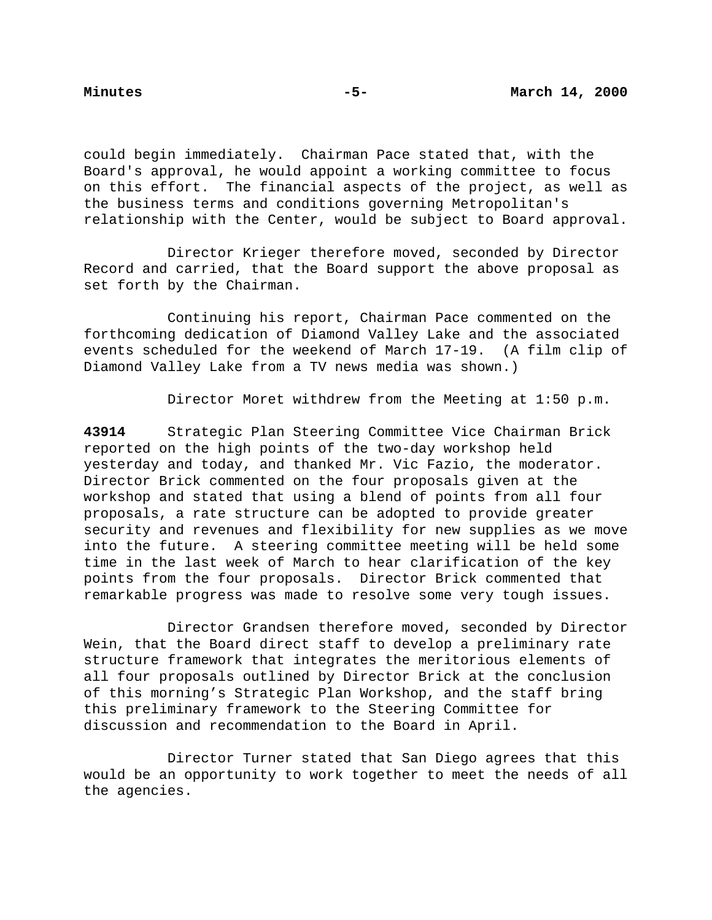could begin immediately. Chairman Pace stated that, with the Board's approval, he would appoint a working committee to focus on this effort. The financial aspects of the project, as well as the business terms and conditions governing Metropolitan's relationship with the Center, would be subject to Board approval.

Director Krieger therefore moved, seconded by Director Record and carried, that the Board support the above proposal as set forth by the Chairman.

Continuing his report, Chairman Pace commented on the forthcoming dedication of Diamond Valley Lake and the associated events scheduled for the weekend of March 17-19. (A film clip of Diamond Valley Lake from a TV news media was shown.)

Director Moret withdrew from the Meeting at 1:50 p.m.

**43914** Strategic Plan Steering Committee Vice Chairman Brick reported on the high points of the two-day workshop held yesterday and today, and thanked Mr. Vic Fazio, the moderator. Director Brick commented on the four proposals given at the workshop and stated that using a blend of points from all four proposals, a rate structure can be adopted to provide greater security and revenues and flexibility for new supplies as we move into the future. A steering committee meeting will be held some time in the last week of March to hear clarification of the key points from the four proposals. Director Brick commented that remarkable progress was made to resolve some very tough issues.

Director Grandsen therefore moved, seconded by Director Wein, that the Board direct staff to develop a preliminary rate structure framework that integrates the meritorious elements of all four proposals outlined by Director Brick at the conclusion of this morning's Strategic Plan Workshop, and the staff bring this preliminary framework to the Steering Committee for discussion and recommendation to the Board in April.

Director Turner stated that San Diego agrees that this would be an opportunity to work together to meet the needs of all the agencies.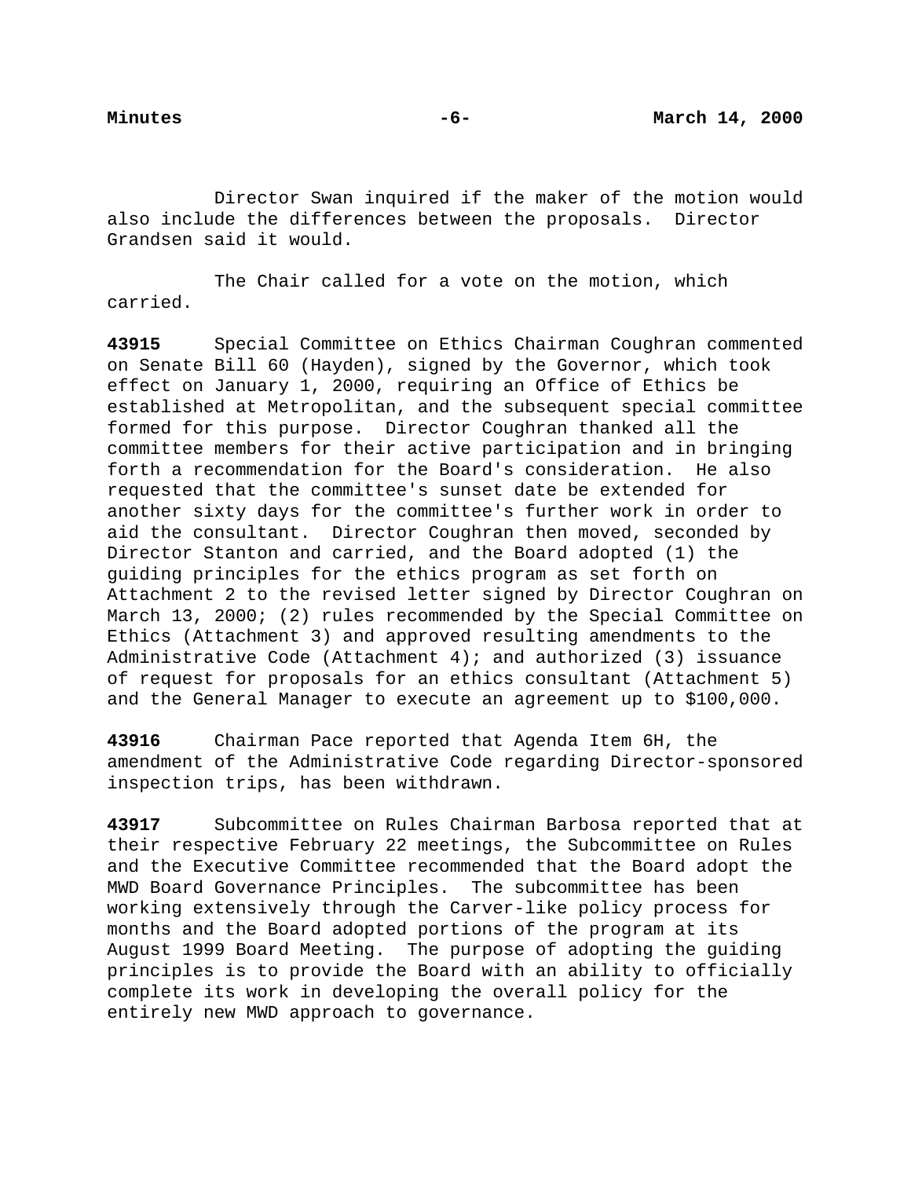Director Swan inquired if the maker of the motion would also include the differences between the proposals. Director Grandsen said it would.

The Chair called for a vote on the motion, which carried.

**43915** Special Committee on Ethics Chairman Coughran commented on Senate Bill 60 (Hayden), signed by the Governor, which took effect on January 1, 2000, requiring an Office of Ethics be established at Metropolitan, and the subsequent special committee formed for this purpose. Director Coughran thanked all the committee members for their active participation and in bringing forth a recommendation for the Board's consideration. He also requested that the committee's sunset date be extended for another sixty days for the committee's further work in order to aid the consultant. Director Coughran then moved, seconded by Director Stanton and carried, and the Board adopted (1) the guiding principles for the ethics program as set forth on Attachment 2 to the revised letter signed by Director Coughran on March 13, 2000; (2) rules recommended by the Special Committee on Ethics (Attachment 3) and approved resulting amendments to the Administrative Code (Attachment 4); and authorized (3) issuance of request for proposals for an ethics consultant (Attachment 5) and the General Manager to execute an agreement up to $100,000.

**43916** Chairman Pace reported that Agenda Item 6H, the amendment of the Administrative Code regarding Director-sponsored inspection trips, has been withdrawn.

**43917** Subcommittee on Rules Chairman Barbosa reported that at their respective February 22 meetings, the Subcommittee on Rules and the Executive Committee recommended that the Board adopt the MWD Board Governance Principles. The subcommittee has been working extensively through the Carver-like policy process for months and the Board adopted portions of the program at its August 1999 Board Meeting. The purpose of adopting the guiding principles is to provide the Board with an ability to officially complete its work in developing the overall policy for the entirely new MWD approach to governance.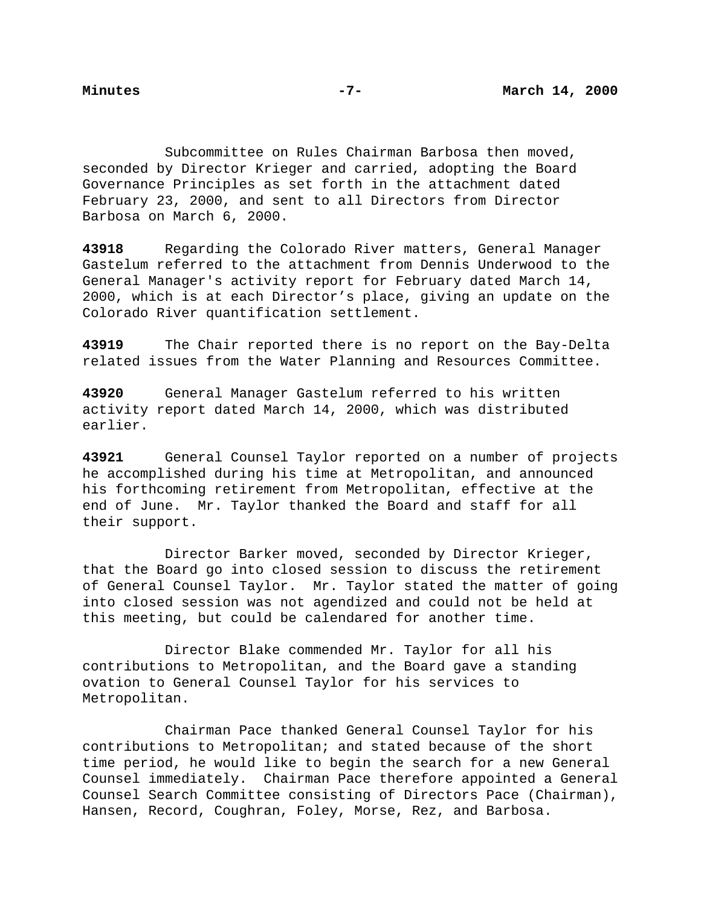Subcommittee on Rules Chairman Barbosa then moved, seconded by Director Krieger and carried, adopting the Board Governance Principles as set forth in the attachment dated February 23, 2000, and sent to all Directors from Director Barbosa on March 6, 2000.

**43918** Regarding the Colorado River matters, General Manager Gastelum referred to the attachment from Dennis Underwood to the General Manager's activity report for February dated March 14, 2000, which is at each Director's place, giving an update on the Colorado River quantification settlement.

**43919** The Chair reported there is no report on the Bay-Delta related issues from the Water Planning and Resources Committee.

**43920** General Manager Gastelum referred to his written activity report dated March 14, 2000, which was distributed earlier.

**43921** General Counsel Taylor reported on a number of projects he accomplished during his time at Metropolitan, and announced his forthcoming retirement from Metropolitan, effective at the end of June. Mr. Taylor thanked the Board and staff for all their support.

Director Barker moved, seconded by Director Krieger, that the Board go into closed session to discuss the retirement of General Counsel Taylor. Mr. Taylor stated the matter of going into closed session was not agendized and could not be held at this meeting, but could be calendared for another time.

Director Blake commended Mr. Taylor for all his contributions to Metropolitan, and the Board gave a standing ovation to General Counsel Taylor for his services to Metropolitan.

Chairman Pace thanked General Counsel Taylor for his contributions to Metropolitan; and stated because of the short time period, he would like to begin the search for a new General Counsel immediately. Chairman Pace therefore appointed a General Counsel Search Committee consisting of Directors Pace (Chairman), Hansen, Record, Coughran, Foley, Morse, Rez, and Barbosa.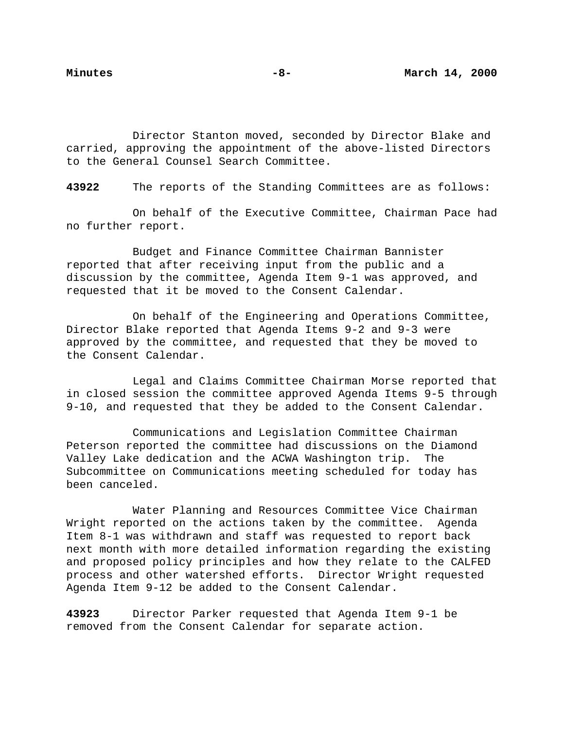Director Stanton moved, seconded by Director Blake and carried, approving the appointment of the above-listed Directors to the General Counsel Search Committee.

**43922** The reports of the Standing Committees are as follows:

On behalf of the Executive Committee, Chairman Pace had no further report.

Budget and Finance Committee Chairman Bannister reported that after receiving input from the public and a discussion by the committee, Agenda Item 9-1 was approved, and requested that it be moved to the Consent Calendar.

On behalf of the Engineering and Operations Committee, Director Blake reported that Agenda Items 9-2 and 9-3 were approved by the committee, and requested that they be moved to the Consent Calendar.

Legal and Claims Committee Chairman Morse reported that in closed session the committee approved Agenda Items 9-5 through 9-10, and requested that they be added to the Consent Calendar.

Communications and Legislation Committee Chairman Peterson reported the committee had discussions on the Diamond Valley Lake dedication and the ACWA Washington trip. The Subcommittee on Communications meeting scheduled for today has been canceled.

Water Planning and Resources Committee Vice Chairman Wright reported on the actions taken by the committee. Agenda Item 8-1 was withdrawn and staff was requested to report back next month with more detailed information regarding the existing and proposed policy principles and how they relate to the CALFED process and other watershed efforts. Director Wright requested Agenda Item 9-12 be added to the Consent Calendar.

**43923** Director Parker requested that Agenda Item 9-1 be removed from the Consent Calendar for separate action.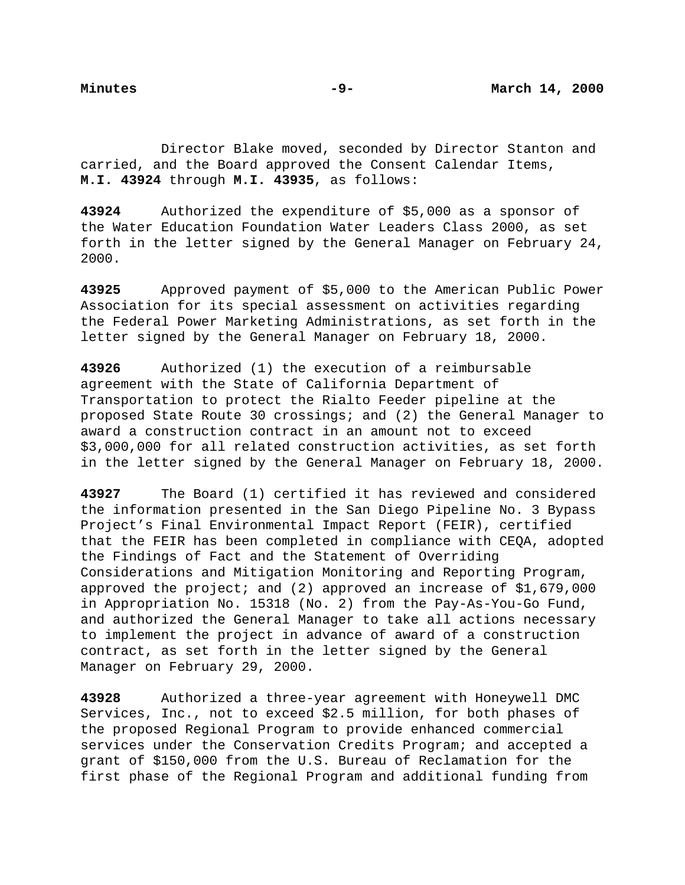Director Blake moved, seconded by Director Stanton and carried, and the Board approved the Consent Calendar Items, **M.I. 43924** through **M.I. 43935**, as follows:

**43924** Authorized the expenditure of $5,000 as a sponsor of the Water Education Foundation Water Leaders Class 2000, as set forth in the letter signed by the General Manager on February 24, 2000.

**43925** Approved payment of $5,000 to the American Public Power Association for its special assessment on activities regarding the Federal Power Marketing Administrations, as set forth in the letter signed by the General Manager on February 18, 2000.

**43926** Authorized (1) the execution of a reimbursable agreement with the State of California Department of Transportation to protect the Rialto Feeder pipeline at the proposed State Route 30 crossings; and (2) the General Manager to award a construction contract in an amount not to exceed $3,000,000 for all related construction activities, as set forth in the letter signed by the General Manager on February 18, 2000.

**43927** The Board (1) certified it has reviewed and considered the information presented in the San Diego Pipeline No. 3 Bypass Project's Final Environmental Impact Report (FEIR), certified that the FEIR has been completed in compliance with CEQA, adopted the Findings of Fact and the Statement of Overriding Considerations and Mitigation Monitoring and Reporting Program, approved the project; and (2) approved an increase of $1,679,000 in Appropriation No. 15318 (No. 2) from the Pay-As-You-Go Fund, and authorized the General Manager to take all actions necessary to implement the project in advance of award of a construction contract, as set forth in the letter signed by the General Manager on February 29, 2000.

**43928** Authorized a three-year agreement with Honeywell DMC Services, Inc., not to exceed $2.5 million, for both phases of the proposed Regional Program to provide enhanced commercial services under the Conservation Credits Program; and accepted a grant of $150,000 from the U.S. Bureau of Reclamation for the first phase of the Regional Program and additional funding from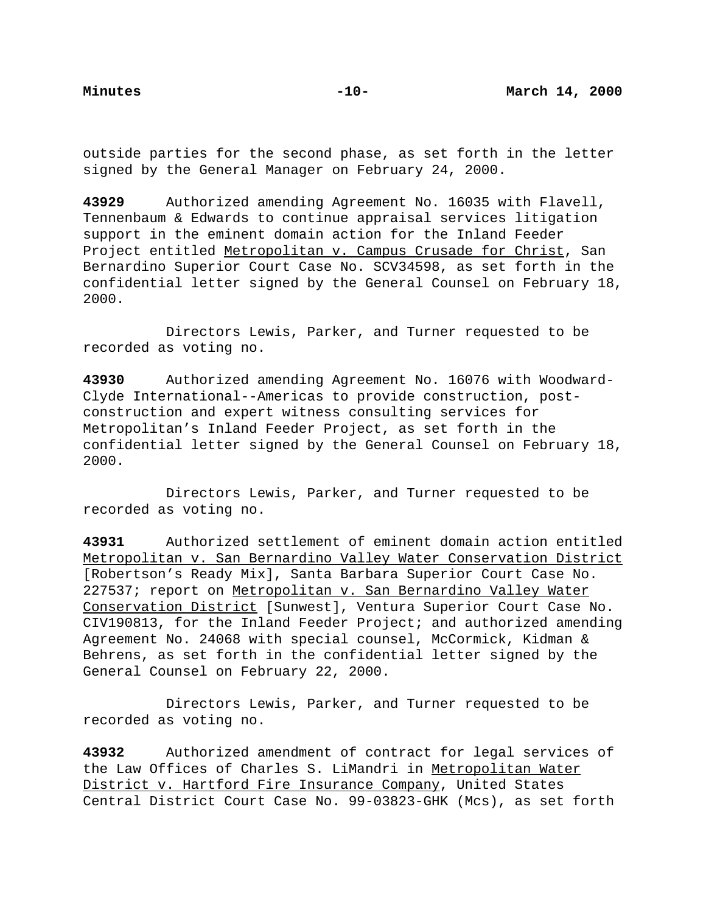outside parties for the second phase, as set forth in the letter signed by the General Manager on February 24, 2000.

**43929** Authorized amending Agreement No. 16035 with Flavell, Tennenbaum & Edwards to continue appraisal services litigation support in the eminent domain action for the Inland Feeder Project entitled Metropolitan v. Campus Crusade for Christ, San Bernardino Superior Court Case No. SCV34598, as set forth in the confidential letter signed by the General Counsel on February 18, 2000.

Directors Lewis, Parker, and Turner requested to be recorded as voting no.

**43930** Authorized amending Agreement No. 16076 with Woodward-Clyde International--Americas to provide construction, post-construction and expert witness consulting services for Metropolitan's Inland Feeder Project, as set forth in the confidential letter signed by the General Counsel on February 18, 2000.

Directors Lewis, Parker, and Turner requested to be recorded as voting no.

**43931** Authorized settlement of eminent domain action entitled Metropolitan v. San Bernardino Valley Water Conservation District [Robertson's Ready Mix], Santa Barbara Superior Court Case No. 227537; report on Metropolitan v. San Bernardino Valley Water Conservation District [Sunwest], Ventura Superior Court Case No. CIV190813, for the Inland Feeder Project; and authorized amending Agreement No. 24068 with special counsel, McCormick, Kidman & Behrens, as set forth in the confidential letter signed by the General Counsel on February 22, 2000.

Directors Lewis, Parker, and Turner requested to be recorded as voting no.

**43932** Authorized amendment of contract for legal services of the Law Offices of Charles S. LiMandri in Metropolitan Water District v. Hartford Fire Insurance Company, United States Central District Court Case No. 99-03823-GHK (Mcs), as set forth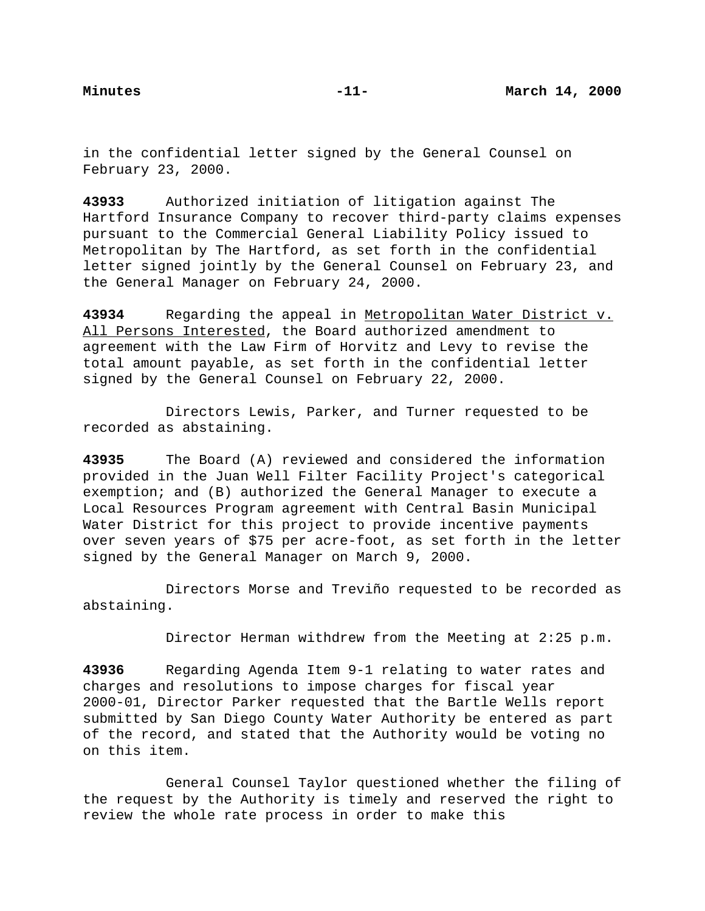in the confidential letter signed by the General Counsel on February 23, 2000.

**43933** Authorized initiation of litigation against The Hartford Insurance Company to recover third-party claims expenses pursuant to the Commercial General Liability Policy issued to Metropolitan by The Hartford, as set forth in the confidential letter signed jointly by the General Counsel on February 23, and the General Manager on February 24, 2000.

**43934** Regarding the appeal in Metropolitan Water District v. All Persons Interested, the Board authorized amendment to agreement with the Law Firm of Horvitz and Levy to revise the total amount payable, as set forth in the confidential letter signed by the General Counsel on February 22, 2000.

Directors Lewis, Parker, and Turner requested to be recorded as abstaining.

**43935** The Board (A) reviewed and considered the information provided in the Juan Well Filter Facility Project's categorical exemption; and (B) authorized the General Manager to execute a Local Resources Program agreement with Central Basin Municipal Water District for this project to provide incentive payments over seven years of $75 per acre-foot, as set forth in the letter signed by the General Manager on March 9, 2000.

Directors Morse and Treviño requested to be recorded as abstaining.

Director Herman withdrew from the Meeting at 2:25 p.m.

**43936** Regarding Agenda Item 9-1 relating to water rates and charges and resolutions to impose charges for fiscal year 2000-01, Director Parker requested that the Bartle Wells report submitted by San Diego County Water Authority be entered as part of the record, and stated that the Authority would be voting no on this item.

General Counsel Taylor questioned whether the filing of the request by the Authority is timely and reserved the right to review the whole rate process in order to make this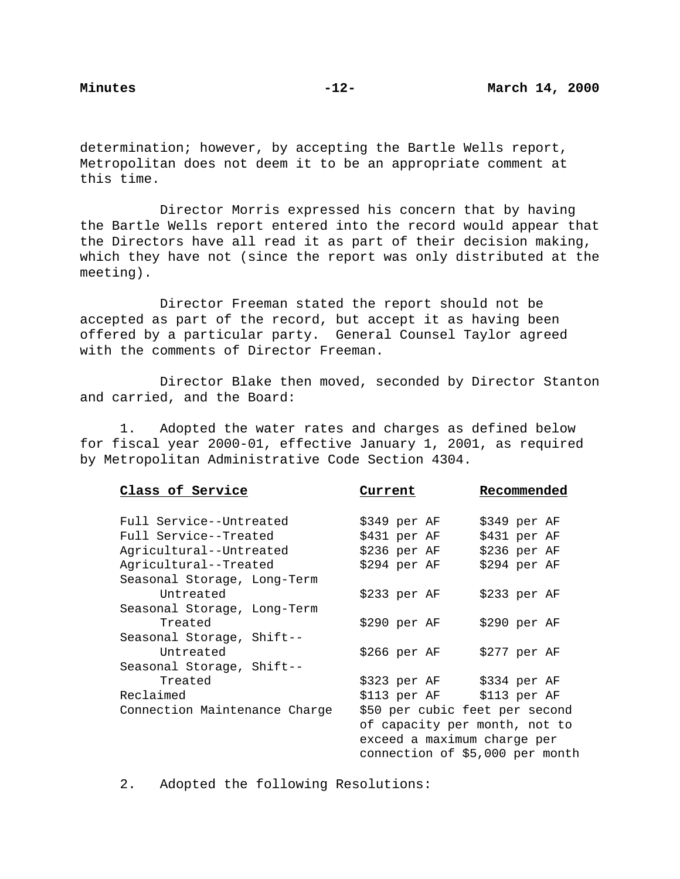determination; however, by accepting the Bartle Wells report, Metropolitan does not deem it to be an appropriate comment at this time.

Director Morris expressed his concern that by having the Bartle Wells report entered into the record would appear that the Directors have all read it as part of their decision making, which they have not (since the report was only distributed at the meeting).

Director Freeman stated the report should not be accepted as part of the record, but accept it as having been offered by a particular party. General Counsel Taylor agreed with the comments of Director Freeman.

Director Blake then moved, seconded by Director Stanton and carried, and the Board:

1. Adopted the water rates and charges as defined below for fiscal year 2000-01, effective January 1, 2001, as required by Metropolitan Administrative Code Section 4304.

| Class of Service | Current | Recommended |
|---|---|---|
| Full Service--Untreated | $349 per AF | $349 per AF |
| Full Service--Treated | $431 per AF | $431 per AF |
| Agricultural--Untreated | $236 per AF | $236 per AF |
| Agricultural--Treated | $294 per AF | $294 per AF |
| Seasonal Storage, Long-Term Untreated | $233 per AF | $233 per AF |
| Seasonal Storage, Long-Term Treated | $290 per AF | $290 per AF |
| Seasonal Storage, Shift-- Untreated | $266 per AF | $277 per AF |
| Seasonal Storage, Shift-- Treated | $323 per AF | $334 per AF |
| Reclaimed | $113 per AF | $113 per AF |
| Connection Maintenance Charge | $50 per cubic feet per second of capacity per month, not to exceed a maximum charge per connection of $5,000 per month | |

2. Adopted the following Resolutions: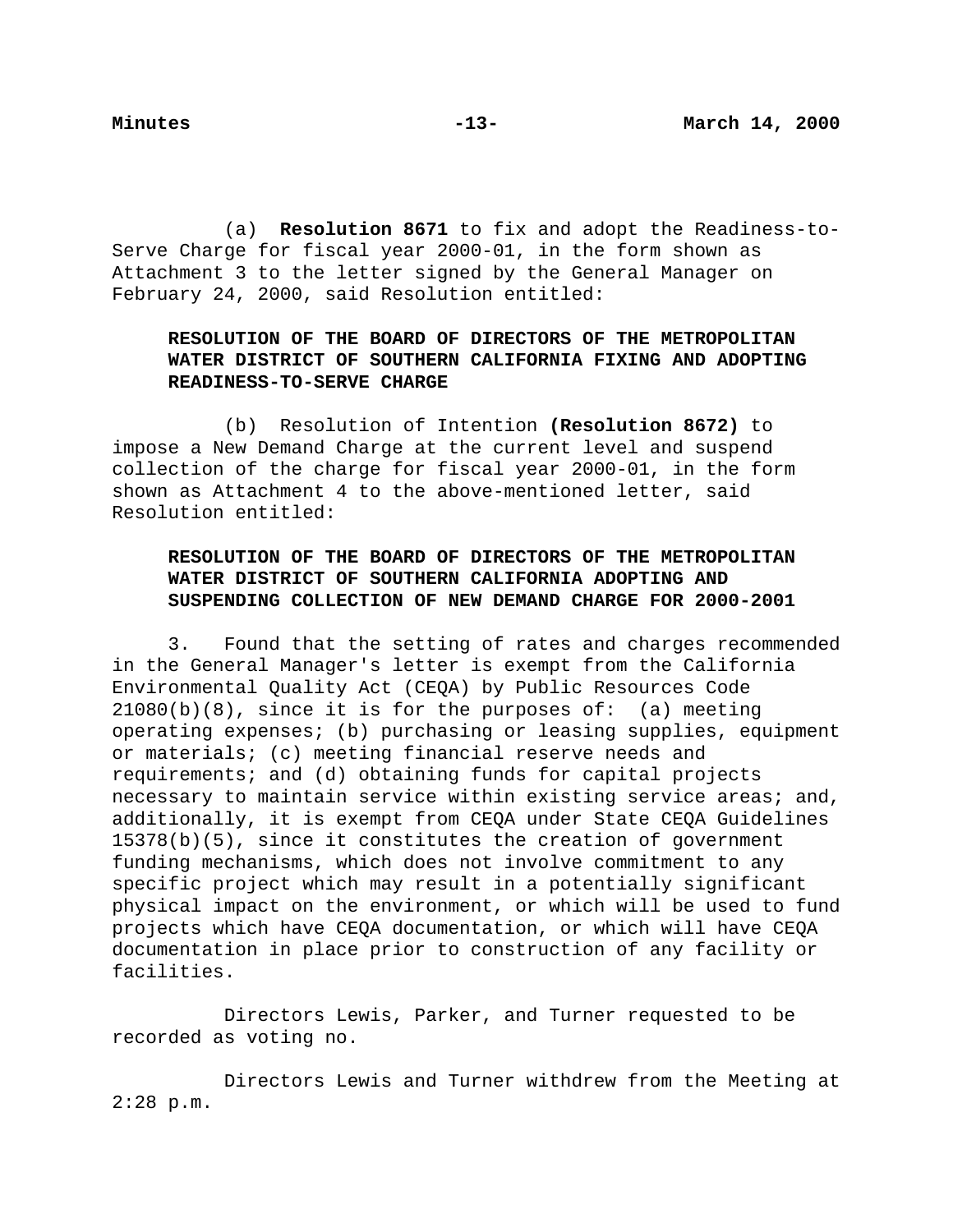(a) **Resolution 8671** to fix and adopt the Readiness-to-Serve Charge for fiscal year 2000-01, in the form shown as Attachment 3 to the letter signed by the General Manager on February 24, 2000, said Resolution entitled:

> **RESOLUTION OF THE BOARD OF DIRECTORS OF THE METROPOLITAN WATER DISTRICT OF SOUTHERN CALIFORNIA FIXING AND ADOPTING READINESS-TO-SERVE CHARGE**

(b) Resolution of Intention **(Resolution 8672)** to impose a New Demand Charge at the current level and suspend collection of the charge for fiscal year 2000-01, in the form shown as Attachment 4 to the above-mentioned letter, said Resolution entitled:

> **RESOLUTION OF THE BOARD OF DIRECTORS OF THE METROPOLITAN WATER DISTRICT OF SOUTHERN CALIFORNIA ADOPTING AND SUSPENDING COLLECTION OF NEW DEMAND CHARGE FOR 2000-2001**

3. Found that the setting of rates and charges recommended in the General Manager's letter is exempt from the California Environmental Quality Act (CEQA) by Public Resources Code 21080(b)(8), since it is for the purposes of: (a) meeting operating expenses; (b) purchasing or leasing supplies, equipment or materials; (c) meeting financial reserve needs and requirements; and (d) obtaining funds for capital projects necessary to maintain service within existing service areas; and, additionally, it is exempt from CEQA under State CEQA Guidelines 15378(b)(5), since it constitutes the creation of government funding mechanisms, which does not involve commitment to any specific project which may result in a potentially significant physical impact on the environment, or which will be used to fund projects which have CEQA documentation, or which will have CEQA documentation in place prior to construction of any facility or facilities.

Directors Lewis, Parker, and Turner requested to be recorded as voting no.

Directors Lewis and Turner withdrew from the Meeting at 2:28 p.m.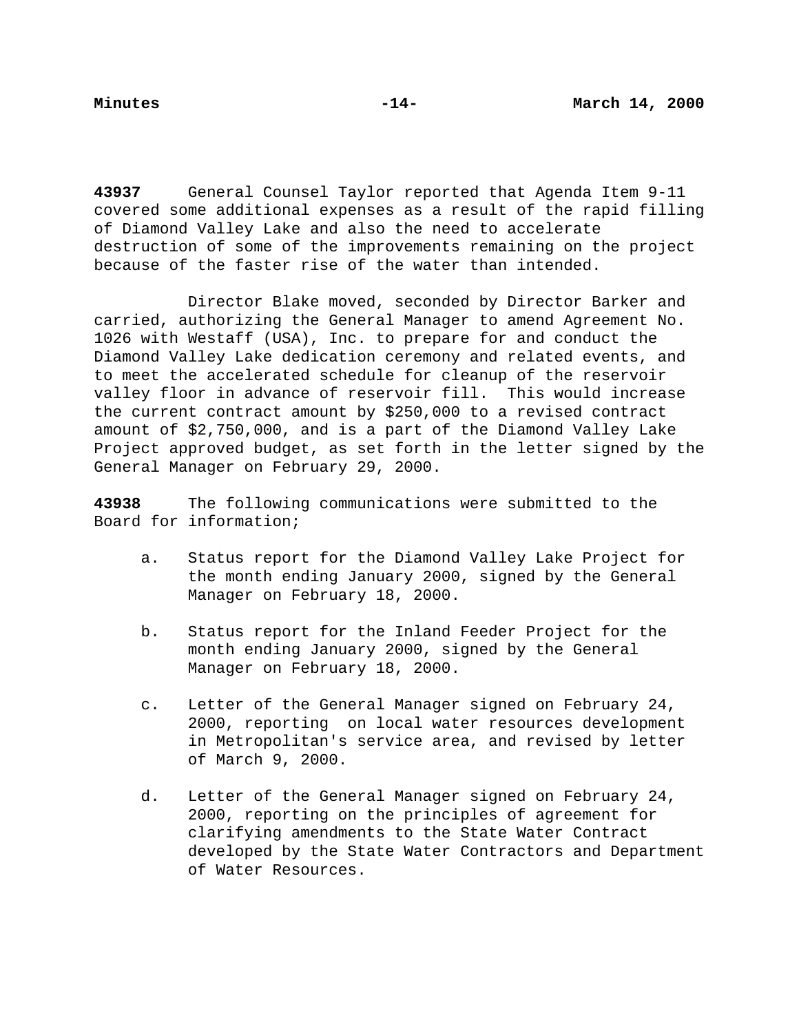**43937** General Counsel Taylor reported that Agenda Item 9-11 covered some additional expenses as a result of the rapid filling of Diamond Valley Lake and also the need to accelerate destruction of some of the improvements remaining on the project because of the faster rise of the water than intended.

Director Blake moved, seconded by Director Barker and carried, authorizing the General Manager to amend Agreement No. 1026 with Westaff (USA), Inc. to prepare for and conduct the Diamond Valley Lake dedication ceremony and related events, and to meet the accelerated schedule for cleanup of the reservoir valley floor in advance of reservoir fill. This would increase the current contract amount by $250,000 to a revised contract amount of $2,750,000, and is a part of the Diamond Valley Lake Project approved budget, as set forth in the letter signed by the General Manager on February 29, 2000.

**43938** The following communications were submitted to the Board for information;

a. Status report for the Diamond Valley Lake Project for the month ending January 2000, signed by the General Manager on February 18, 2000.

b. Status report for the Inland Feeder Project for the month ending January 2000, signed by the General Manager on February 18, 2000.

c. Letter of the General Manager signed on February 24, 2000, reporting on local water resources development in Metropolitan's service area, and revised by letter of March 9, 2000.

d. Letter of the General Manager signed on February 24, 2000, reporting on the principles of agreement for clarifying amendments to the State Water Contract developed by the State Water Contractors and Department of Water Resources.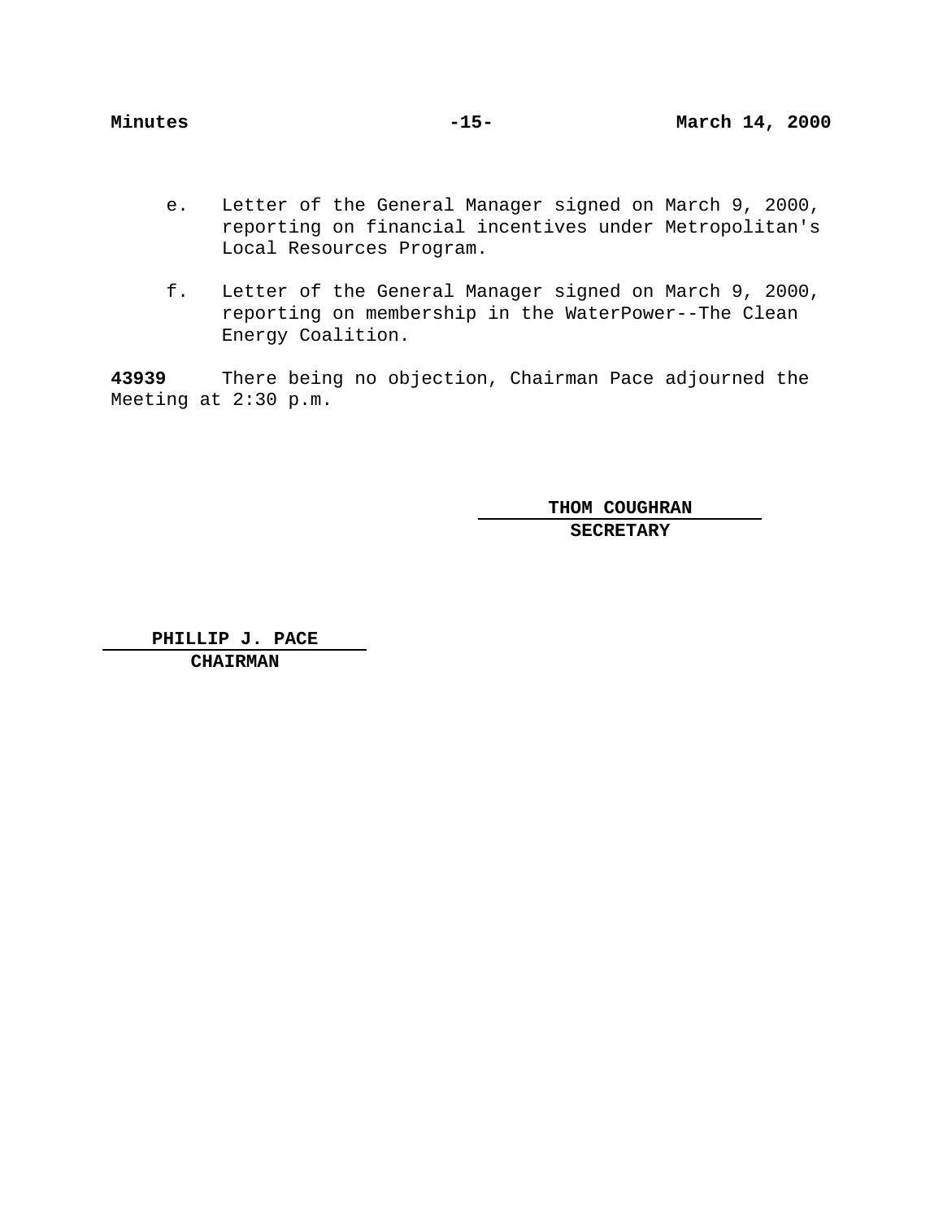e. Letter of the General Manager signed on March 9, 2000, reporting on financial incentives under Metropolitan's Local Resources Program.

f. Letter of the General Manager signed on March 9, 2000, reporting on membership in the WaterPower--The Clean Energy Coalition.

**43939** There being no objection, Chairman Pace adjourned the Meeting at 2:30 p.m.

**THOM COUGHRAN**
**SECRETARY**

**PHILLIP J. PACE**
**CHAIRMAN**